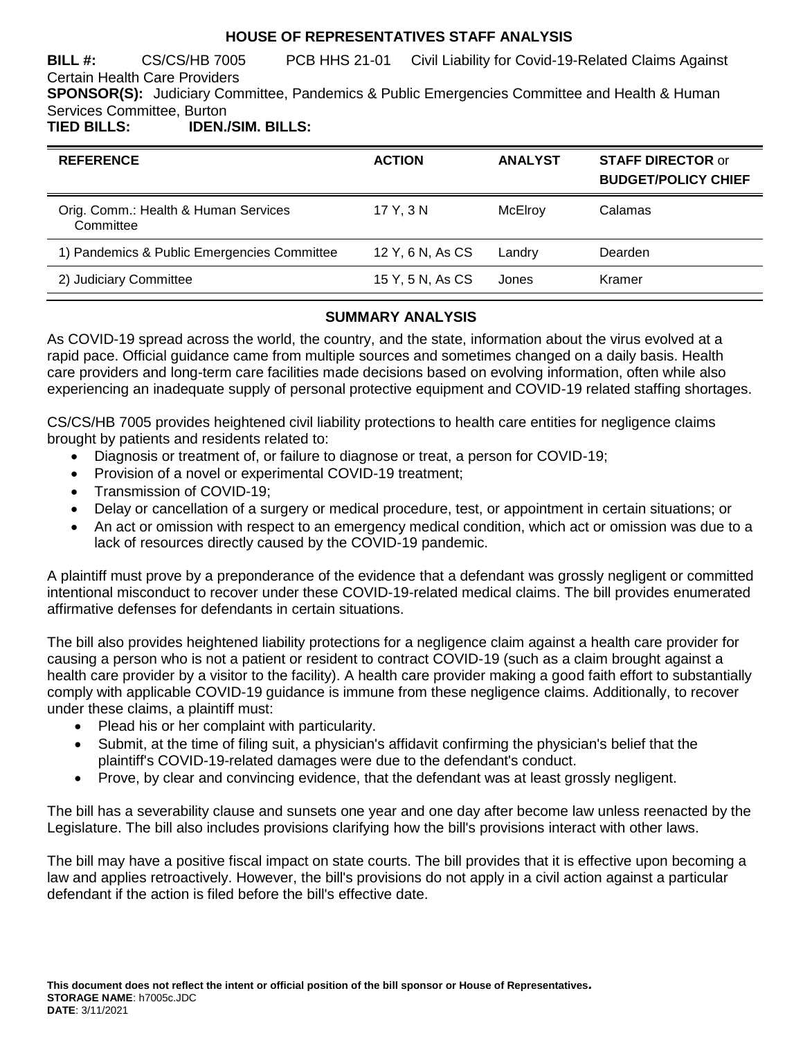# HOUSE OF REPRESENTATIVES STAFF ANALYSIS

**BILL #:** CS/CS/HB 7005 PCB HHS 21-01 Civil Liability for Covid-19-Related Claims Against Certain Health Care Providers

**SPONSOR(S):** Judiciary Committee, Pandemics & Public Emergencies Committee and Health & Human Services Committee, Burton

**TIED BILLS:** **IDEN./SIM. BILLS:**

| REFERENCE | ACTION | ANALYST | STAFF DIRECTOR or BUDGET/POLICY CHIEF |
|---|---|---|---|
| Orig. Comm.: Health & Human Services Committee | 17 Y, 3 N | McElroy | Calamas |
| 1) Pandemics & Public Emergencies Committee | 12 Y, 6 N, As CS | Landry | Dearden |
| 2) Judiciary Committee | 15 Y, 5 N, As CS | Jones | Kramer |

## SUMMARY ANALYSIS

As COVID-19 spread across the world, the country, and the state, information about the virus evolved at a rapid pace. Official guidance came from multiple sources and sometimes changed on a daily basis. Health care providers and long-term care facilities made decisions based on evolving information, often while also experiencing an inadequate supply of personal protective equipment and COVID-19 related staffing shortages.

CS/CS/HB 7005 provides heightened civil liability protections to health care entities for negligence claims brought by patients and residents related to:

- Diagnosis or treatment of, or failure to diagnose or treat, a person for COVID-19;
- Provision of a novel or experimental COVID-19 treatment;
- Transmission of COVID-19;
- Delay or cancellation of a surgery or medical procedure, test, or appointment in certain situations; or
- An act or omission with respect to an emergency medical condition, which act or omission was due to a lack of resources directly caused by the COVID-19 pandemic.

A plaintiff must prove by a preponderance of the evidence that a defendant was grossly negligent or committed intentional misconduct to recover under these COVID-19-related medical claims. The bill provides enumerated affirmative defenses for defendants in certain situations.

The bill also provides heightened liability protections for a negligence claim against a health care provider for causing a person who is not a patient or resident to contract COVID-19 (such as a claim brought against a health care provider by a visitor to the facility). A health care provider making a good faith effort to substantially comply with applicable COVID-19 guidance is immune from these negligence claims. Additionally, to recover under these claims, a plaintiff must:

- Plead his or her complaint with particularity.
- Submit, at the time of filing suit, a physician's affidavit confirming the physician's belief that the plaintiff's COVID-19-related damages were due to the defendant's conduct.
- Prove, by clear and convincing evidence, that the defendant was at least grossly negligent.

The bill has a severability clause and sunsets one year and one day after become law unless reenacted by the Legislature. The bill also includes provisions clarifying how the bill's provisions interact with other laws.

The bill may have a positive fiscal impact on state courts. The bill provides that it is effective upon becoming a law and applies retroactively. However, the bill's provisions do not apply in a civil action against a particular defendant if the action is filed before the bill's effective date.

**This document does not reflect the intent or official position of the bill sponsor or House of Representatives.**
**STORAGE NAME**: h7005c.JDC
**DATE**: 3/11/2021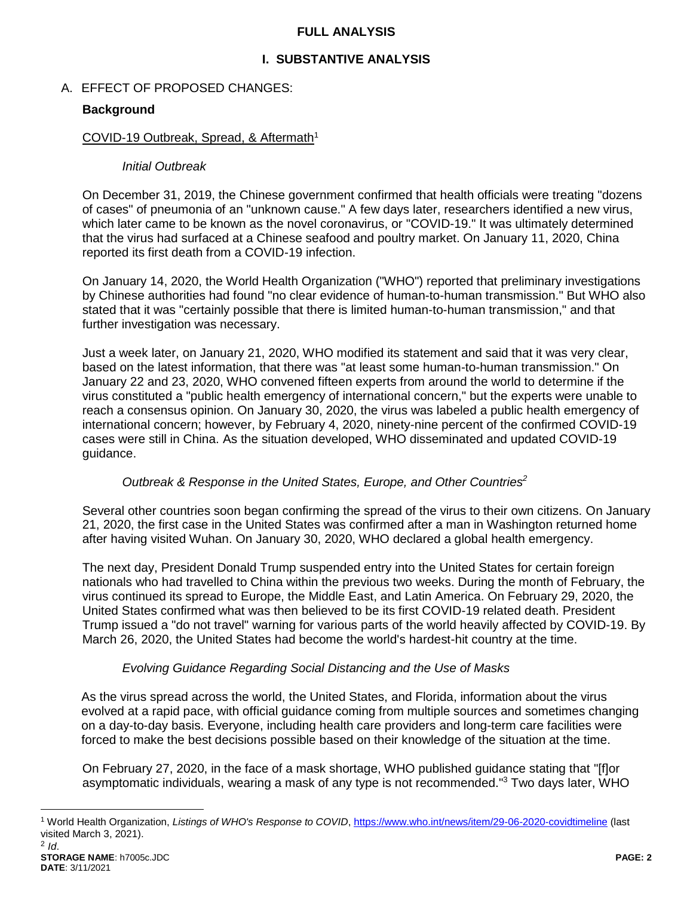## FULL ANALYSIS

## I. SUBSTANTIVE ANALYSIS

### A. EFFECT OF PROPOSED CHANGES:

**Background**

COVID-19 Outbreak, Spread, & Aftermath[1]

*Initial Outbreak*

On December 31, 2019, the Chinese government confirmed that health officials were treating "dozens of cases" of pneumonia of an "unknown cause." A few days later, researchers identified a new virus, which later came to be known as the novel coronavirus, or "COVID-19." It was ultimately determined that the virus had surfaced at a Chinese seafood and poultry market. On January 11, 2020, China reported its first death from a COVID-19 infection.

On January 14, 2020, the World Health Organization ("WHO") reported that preliminary investigations by Chinese authorities had found "no clear evidence of human-to-human transmission." But WHO also stated that it was "certainly possible that there is limited human-to-human transmission," and that further investigation was necessary.

Just a week later, on January 21, 2020, WHO modified its statement and said that it was very clear, based on the latest information, that there was "at least some human-to-human transmission." On January 22 and 23, 2020, WHO convened fifteen experts from around the world to determine if the virus constituted a "public health emergency of international concern," but the experts were unable to reach a consensus opinion. On January 30, 2020, the virus was labeled a public health emergency of international concern; however, by February 4, 2020, ninety-nine percent of the confirmed COVID-19 cases were still in China. As the situation developed, WHO disseminated and updated COVID-19 guidance.

*Outbreak & Response in the United States, Europe, and Other Countries*[2]

Several other countries soon began confirming the spread of the virus to their own citizens. On January 21, 2020, the first case in the United States was confirmed after a man in Washington returned home after having visited Wuhan. On January 30, 2020, WHO declared a global health emergency.

The next day, President Donald Trump suspended entry into the United States for certain foreign nationals who had travelled to China within the previous two weeks. During the month of February, the virus continued its spread to Europe, the Middle East, and Latin America. On February 29, 2020, the United States confirmed what was then believed to be its first COVID-19 related death. President Trump issued a "do not travel" warning for various parts of the world heavily affected by COVID-19. By March 26, 2020, the United States had become the world's hardest-hit country at the time.

*Evolving Guidance Regarding Social Distancing and the Use of Masks*

As the virus spread across the world, the United States, and Florida, information about the virus evolved at a rapid pace, with official guidance coming from multiple sources and sometimes changing on a day-to-day basis. Everyone, including health care providers and long-term care facilities were forced to make the best decisions possible based on their knowledge of the situation at the time.

On February 27, 2020, in the face of a mask shortage, WHO published guidance stating that "[f]or asymptomatic individuals, wearing a mask of any type is not recommended."[3] Two days later, WHO

---

[1] World Health Organization, *Listings of WHO's Response to COVID*, https://www.who.int/news/item/29-06-2020-covidtimeline (last visited March 3, 2021).

[2] *Id*.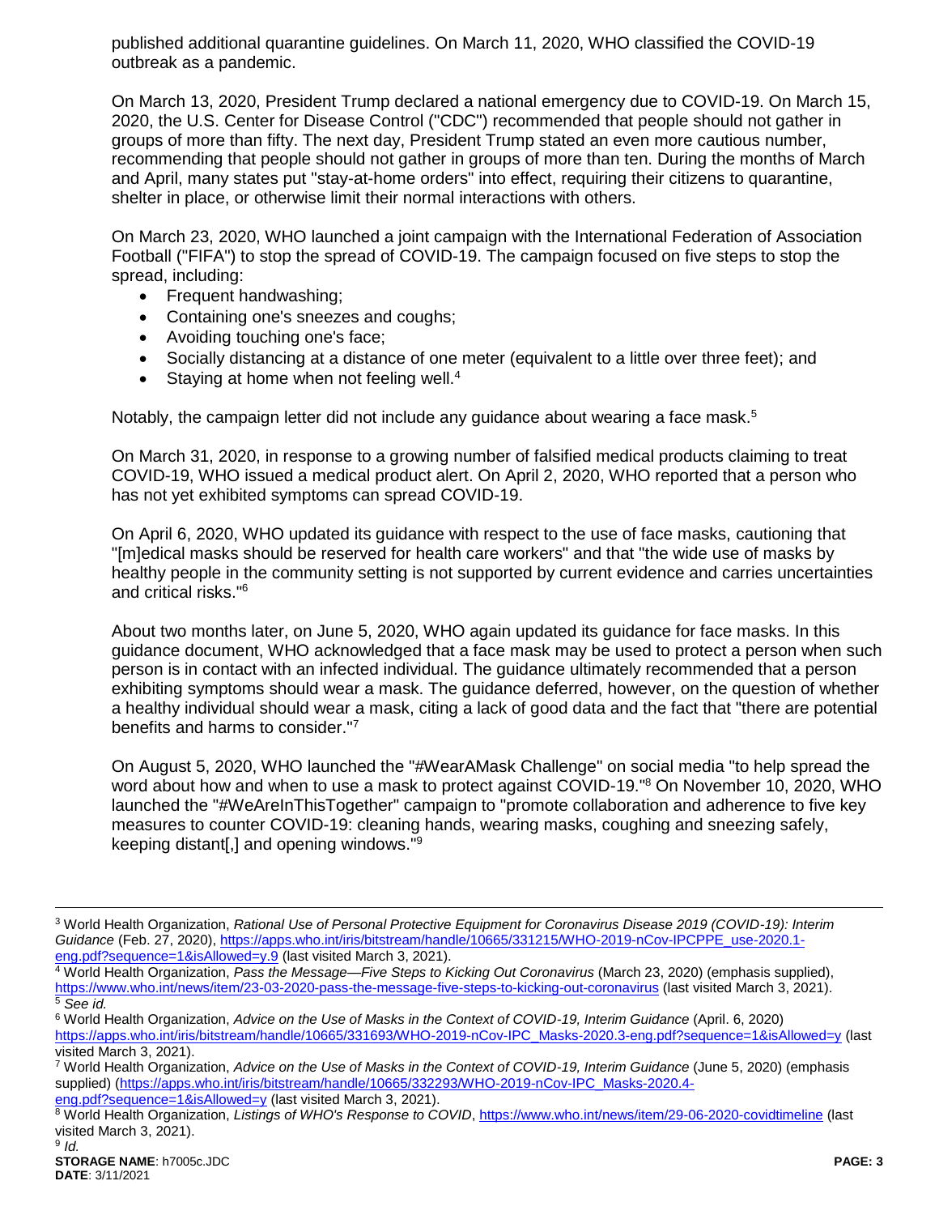published additional quarantine guidelines. On March 11, 2020, WHO classified the COVID-19 outbreak as a pandemic.

On March 13, 2020, President Trump declared a national emergency due to COVID-19. On March 15, 2020, the U.S. Center for Disease Control ("CDC") recommended that people should not gather in groups of more than fifty. The next day, President Trump stated an even more cautious number, recommending that people should not gather in groups of more than ten. During the months of March and April, many states put "stay-at-home orders" into effect, requiring their citizens to quarantine, shelter in place, or otherwise limit their normal interactions with others.

On March 23, 2020, WHO launched a joint campaign with the International Federation of Association Football ("FIFA") to stop the spread of COVID-19. The campaign focused on five steps to stop the spread, including:

- Frequent handwashing;
- Containing one's sneezes and coughs;
- Avoiding touching one's face;
- Socially distancing at a distance of one meter (equivalent to a little over three feet); and
- Staying at home when not feeling well.[4]

Notably, the campaign letter did not include any guidance about wearing a face mask.[5]

On March 31, 2020, in response to a growing number of falsified medical products claiming to treat COVID-19, WHO issued a medical product alert. On April 2, 2020, WHO reported that a person who has not yet exhibited symptoms can spread COVID-19.

On April 6, 2020, WHO updated its guidance with respect to the use of face masks, cautioning that "[m]edical masks should be reserved for health care workers" and that "the wide use of masks by healthy people in the community setting is not supported by current evidence and carries uncertainties and critical risks."[6]

About two months later, on June 5, 2020, WHO again updated its guidance for face masks. In this guidance document, WHO acknowledged that a face mask may be used to protect a person when such person is in contact with an infected individual. The guidance ultimately recommended that a person exhibiting symptoms should wear a mask. The guidance deferred, however, on the question of whether a healthy individual should wear a mask, citing a lack of good data and the fact that "there are potential benefits and harms to consider."[7]

On August 5, 2020, WHO launched the "#WearAMask Challenge" on social media "to help spread the word about how and when to use a mask to protect against COVID-19."[8] On November 10, 2020, WHO launched the "#WeAreInThisTogether" campaign to "promote collaboration and adherence to five key measures to counter COVID-19: cleaning hands, wearing masks, coughing and sneezing safely, keeping distant[,] and opening windows."[9]

---

[3] World Health Organization, *Rational Use of Personal Protective Equipment for Coronavirus Disease 2019 (COVID-19): Interim Guidance* (Feb. 27, 2020), https://apps.who.int/iris/bitstream/handle/10665/331215/WHO-2019-nCov-IPCPPE_use-2020.1-eng.pdf?sequence=1&isAllowed=y.9 (last visited March 3, 2021).

[4] World Health Organization, *Pass the Message—Five Steps to Kicking Out Coronavirus* (March 23, 2020) (emphasis supplied), https://www.who.int/news/item/23-03-2020-pass-the-message-five-steps-to-kicking-out-coronavirus (last visited March 3, 2021).

[5] *See id.*

[6] World Health Organization, *Advice on the Use of Masks in the Context of COVID-19, Interim Guidance* (April. 6, 2020) https://apps.who.int/iris/bitstream/handle/10665/331693/WHO-2019-nCov-IPC_Masks-2020.3-eng.pdf?sequence=1&isAllowed=y (last visited March 3, 2021).

[7] World Health Organization, *Advice on the Use of Masks in the Context of COVID-19, Interim Guidance* (June 5, 2020) (emphasis supplied) (https://apps.who.int/iris/bitstream/handle/10665/332293/WHO-2019-nCov-IPC_Masks-2020.4-eng.pdf?sequence=1&isAllowed=y (last visited March 3, 2021).

[8] World Health Organization, *Listings of WHO's Response to COVID*, https://www.who.int/news/item/29-06-2020-covidtimeline (last visited March 3, 2021).

[9] *Id.*

**STORAGE NAME**: h7005c.JDC
**DATE**: 3/11/2021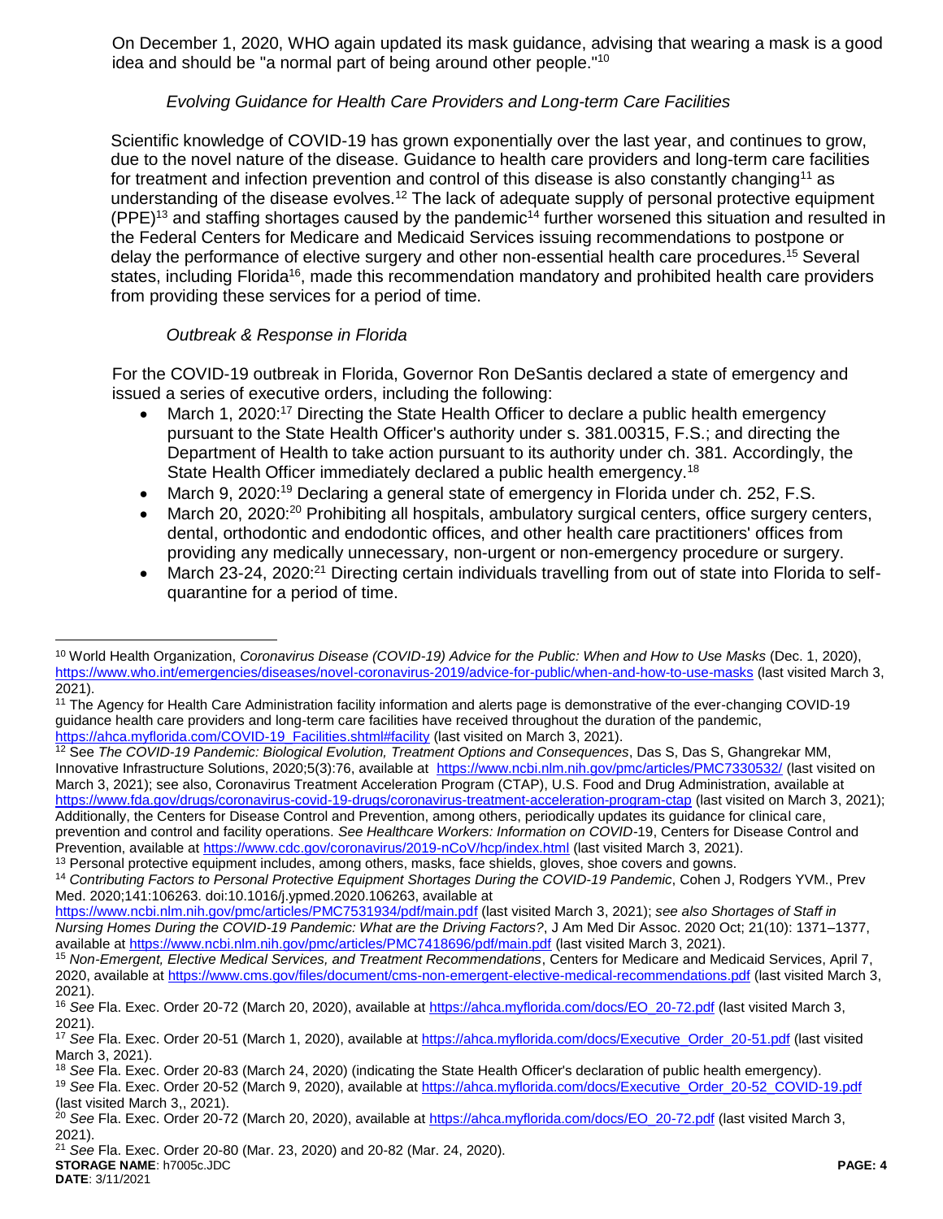On December 1, 2020, WHO again updated its mask guidance, advising that wearing a mask is a good idea and should be "a normal part of being around other people."[10]

*Evolving Guidance for Health Care Providers and Long-term Care Facilities*

Scientific knowledge of COVID-19 has grown exponentially over the last year, and continues to grow, due to the novel nature of the disease. Guidance to health care providers and long-term care facilities for treatment and infection prevention and control of this disease is also constantly changing[11] as understanding of the disease evolves.[12] The lack of adequate supply of personal protective equipment (PPE)[13] and staffing shortages caused by the pandemic[14] further worsened this situation and resulted in the Federal Centers for Medicare and Medicaid Services issuing recommendations to postpone or delay the performance of elective surgery and other non-essential health care procedures.[15] Several states, including Florida[16], made this recommendation mandatory and prohibited health care providers from providing these services for a period of time.

*Outbreak & Response in Florida*

For the COVID-19 outbreak in Florida, Governor Ron DeSantis declared a state of emergency and issued a series of executive orders, including the following:

- March 1, 2020:[17] Directing the State Health Officer to declare a public health emergency pursuant to the State Health Officer's authority under s. 381.00315, F.S.; and directing the Department of Health to take action pursuant to its authority under ch. 381. Accordingly, the State Health Officer immediately declared a public health emergency.[18]
- March 9, 2020:[19] Declaring a general state of emergency in Florida under ch. 252, F.S.
- March 20, 2020:[20] Prohibiting all hospitals, ambulatory surgical centers, office surgery centers, dental, orthodontic and endodontic offices, and other health care practitioners' offices from providing any medically unnecessary, non-urgent or non-emergency procedure or surgery.
- March 23-24, 2020:[21] Directing certain individuals travelling from out of state into Florida to self-quarantine for a period of time.

---

[10] World Health Organization, *Coronavirus Disease (COVID-19) Advice for the Public: When and How to Use Masks* (Dec. 1, 2020), https://www.who.int/emergencies/diseases/novel-coronavirus-2019/advice-for-public/when-and-how-to-use-masks (last visited March 3, 2021).

[11] The Agency for Health Care Administration facility information and alerts page is demonstrative of the ever-changing COVID-19 guidance health care providers and long-term care facilities have received throughout the duration of the pandemic, https://ahca.myflorida.com/COVID-19_Facilities.shtml#facility (last visited on March 3, 2021).

[12] See *The COVID-19 Pandemic: Biological Evolution, Treatment Options and Consequences*, Das S, Das S, Ghangrekar MM, Innovative Infrastructure Solutions, 2020;5(3):76, available at https://www.ncbi.nlm.nih.gov/pmc/articles/PMC7330532/ (last visited on March 3, 2021); see also, Coronavirus Treatment Acceleration Program (CTAP), U.S. Food and Drug Administration, available at https://www.fda.gov/drugs/coronavirus-covid-19-drugs/coronavirus-treatment-acceleration-program-ctap (last visited on March 3, 2021); Additionally, the Centers for Disease Control and Prevention, among others, periodically updates its guidance for clinical care, prevention and control and facility operations. *See Healthcare Workers: Information on COVID*-19, Centers for Disease Control and Prevention, available at https://www.cdc.gov/coronavirus/2019-nCoV/hcp/index.html (last visited March 3, 2021).

[13] Personal protective equipment includes, among others, masks, face shields, gloves, shoe covers and gowns.

[14] *Contributing Factors to Personal Protective Equipment Shortages During the COVID-19 Pandemic*, Cohen J, Rodgers YVM., Prev Med. 2020;141:106263. doi:10.1016/j.ypmed.2020.106263, available at https://www.ncbi.nlm.nih.gov/pmc/articles/PMC7531934/pdf/main.pdf (last visited March 3, 2021); *see also Shortages of Staff in Nursing Homes During the COVID-19 Pandemic: What are the Driving Factors?*, J Am Med Dir Assoc. 2020 Oct; 21(10): 1371–1377, available at https://www.ncbi.nlm.nih.gov/pmc/articles/PMC7418696/pdf/main.pdf (last visited March 3, 2021).

[15] *Non-Emergent, Elective Medical Services, and Treatment Recommendations*, Centers for Medicare and Medicaid Services, April 7, 2020, available at https://www.cms.gov/files/document/cms-non-emergent-elective-medical-recommendations.pdf (last visited March 3, 2021).

[16] *See* Fla. Exec. Order 20-72 (March 20, 2020), available at https://ahca.myflorida.com/docs/EO_20-72.pdf (last visited March 3, 2021).

[17] *See* Fla. Exec. Order 20-51 (March 1, 2020), available at https://ahca.myflorida.com/docs/Executive_Order_20-51.pdf (last visited March 3, 2021).

[18] *See* Fla. Exec. Order 20-83 (March 24, 2020) (indicating the State Health Officer's declaration of public health emergency).

[19] *See* Fla. Exec. Order 20-52 (March 9, 2020), available at https://ahca.myflorida.com/docs/Executive_Order_20-52_COVID-19.pdf (last visited March 3,, 2021).

[20] *See* Fla. Exec. Order 20-72 (March 20, 2020), available at https://ahca.myflorida.com/docs/EO_20-72.pdf (last visited March 3, 2021).

[21] *See* Fla. Exec. Order 20-80 (Mar. 23, 2020) and 20-82 (Mar. 24, 2020).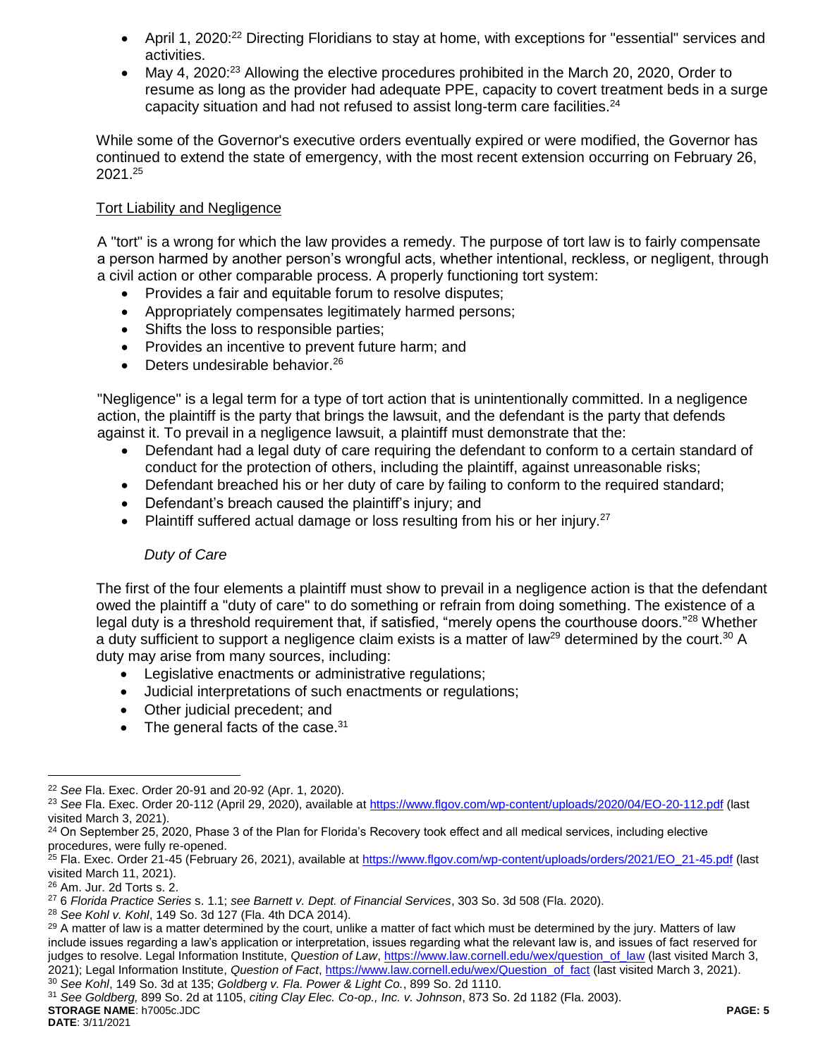- April 1, 2020:[22] Directing Floridians to stay at home, with exceptions for "essential" services and activities.
- May 4, 2020:[23] Allowing the elective procedures prohibited in the March 20, 2020, Order to resume as long as the provider had adequate PPE, capacity to covert treatment beds in a surge capacity situation and had not refused to assist long-term care facilities.[24]

While some of the Governor's executive orders eventually expired or were modified, the Governor has continued to extend the state of emergency, with the most recent extension occurring on February 26, 2021.[25]

Tort Liability and Negligence

A "tort" is a wrong for which the law provides a remedy. The purpose of tort law is to fairly compensate a person harmed by another person's wrongful acts, whether intentional, reckless, or negligent, through a civil action or other comparable process. A properly functioning tort system:

- Provides a fair and equitable forum to resolve disputes;
- Appropriately compensates legitimately harmed persons;
- Shifts the loss to responsible parties;
- Provides an incentive to prevent future harm; and
- Deters undesirable behavior.[26]

"Negligence" is a legal term for a type of tort action that is unintentionally committed. In a negligence action, the plaintiff is the party that brings the lawsuit, and the defendant is the party that defends against it. To prevail in a negligence lawsuit, a plaintiff must demonstrate that the:

- Defendant had a legal duty of care requiring the defendant to conform to a certain standard of conduct for the protection of others, including the plaintiff, against unreasonable risks;
- Defendant breached his or her duty of care by failing to conform to the required standard;
- Defendant's breach caused the plaintiff's injury; and
- Plaintiff suffered actual damage or loss resulting from his or her injury.[27]

*Duty of Care*

The first of the four elements a plaintiff must show to prevail in a negligence action is that the defendant owed the plaintiff a "duty of care" to do something or refrain from doing something. The existence of a legal duty is a threshold requirement that, if satisfied, "merely opens the courthouse doors."[28] Whether a duty sufficient to support a negligence claim exists is a matter of law[29] determined by the court.[30] A duty may arise from many sources, including:

- Legislative enactments or administrative regulations;
- Judicial interpretations of such enactments or regulations;
- Other judicial precedent; and
- The general facts of the case.[31]

---

[22] *See* Fla. Exec. Order 20-91 and 20-92 (Apr. 1, 2020).

[23] *See* Fla. Exec. Order 20-112 (April 29, 2020), available at https://www.flgov.com/wp-content/uploads/2020/04/EO-20-112.pdf (last visited March 3, 2021).

[24] On September 25, 2020, Phase 3 of the Plan for Florida's Recovery took effect and all medical services, including elective procedures, were fully re-opened.

[25] Fla. Exec. Order 21-45 (February 26, 2021), available at https://www.flgov.com/wp-content/uploads/orders/2021/EO_21-45.pdf (last visited March 11, 2021).

[26] Am. Jur. 2d Torts s. 2.

[27] 6 *Florida Practice Series* s. 1.1; *see Barnett v. Dept. of Financial Services*, 303 So. 3d 508 (Fla. 2020).

[28] *See Kohl v. Kohl*, 149 So. 3d 127 (Fla. 4th DCA 2014).

[29] A matter of law is a matter determined by the court, unlike a matter of fact which must be determined by the jury. Matters of law include issues regarding a law's application or interpretation, issues regarding what the relevant law is, and issues of fact reserved for judges to resolve. Legal Information Institute, *Question of Law*, https://www.law.cornell.edu/wex/question_of_law (last visited March 3, 2021); Legal Information Institute, *Question of Fact*, https://www.law.cornell.edu/wex/Question_of_fact (last visited March 3, 2021).

[30] *See Kohl*, 149 So. 3d at 135; *Goldberg v. Fla. Power & Light Co.*, 899 So. 2d 1110.

[31] *See Goldberg,* 899 So. 2d at 1105, *citing Clay Elec. Co-op., Inc. v. Johnson*, 873 So. 2d 1182 (Fla. 2003).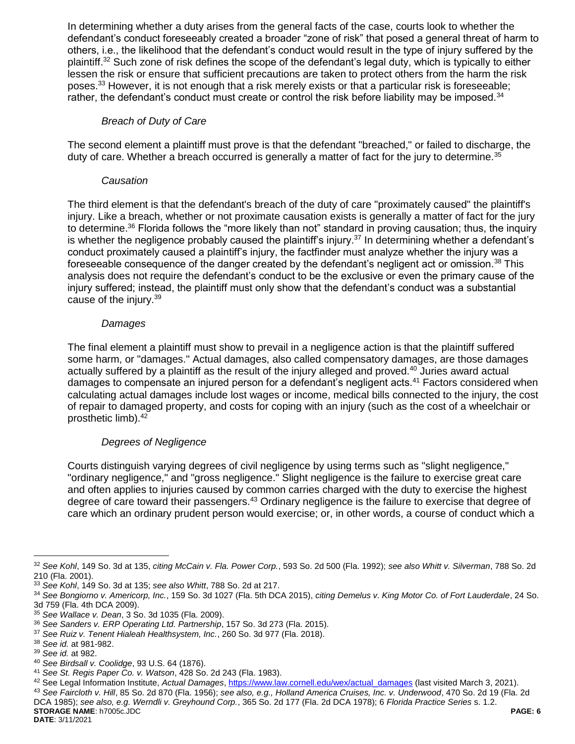In determining whether a duty arises from the general facts of the case, courts look to whether the defendant's conduct foreseeably created a broader "zone of risk" that posed a general threat of harm to others, i.e., the likelihood that the defendant's conduct would result in the type of injury suffered by the plaintiff.[32] Such zone of risk defines the scope of the defendant's legal duty, which is typically to either lessen the risk or ensure that sufficient precautions are taken to protect others from the harm the risk poses.[33] However, it is not enough that a risk merely exists or that a particular risk is foreseeable; rather, the defendant's conduct must create or control the risk before liability may be imposed.[34]

*Breach of Duty of Care*

The second element a plaintiff must prove is that the defendant "breached," or failed to discharge, the duty of care. Whether a breach occurred is generally a matter of fact for the jury to determine.[35]

*Causation*

The third element is that the defendant's breach of the duty of care "proximately caused" the plaintiff's injury. Like a breach, whether or not proximate causation exists is generally a matter of fact for the jury to determine.[36] Florida follows the "more likely than not" standard in proving causation; thus, the inquiry is whether the negligence probably caused the plaintiff's injury.[37] In determining whether a defendant's conduct proximately caused a plaintiff's injury, the factfinder must analyze whether the injury was a foreseeable consequence of the danger created by the defendant's negligent act or omission.[38] This analysis does not require the defendant's conduct to be the exclusive or even the primary cause of the injury suffered; instead, the plaintiff must only show that the defendant's conduct was a substantial cause of the injury.[39]

*Damages*

The final element a plaintiff must show to prevail in a negligence action is that the plaintiff suffered some harm, or "damages." Actual damages, also called compensatory damages, are those damages actually suffered by a plaintiff as the result of the injury alleged and proved.[40] Juries award actual damages to compensate an injured person for a defendant's negligent acts.[41] Factors considered when calculating actual damages include lost wages or income, medical bills connected to the injury, the cost of repair to damaged property, and costs for coping with an injury (such as the cost of a wheelchair or prosthetic limb).[42]

*Degrees of Negligence*

Courts distinguish varying degrees of civil negligence by using terms such as "slight negligence," "ordinary negligence," and "gross negligence." Slight negligence is the failure to exercise great care and often applies to injuries caused by common carries charged with the duty to exercise the highest degree of care toward their passengers.[43] Ordinary negligence is the failure to exercise that degree of care which an ordinary prudent person would exercise; or, in other words, a course of conduct which a

---

[32] *See Kohl*, 149 So. 3d at 135, *citing McCain v. Fla. Power Corp.*, 593 So. 2d 500 (Fla. 1992); *see also Whitt v. Silverman*, 788 So. 2d 210 (Fla. 2001).
[33] *See Kohl*, 149 So. 3d at 135; *see also Whitt*, 788 So. 2d at 217.
[34] *See Bongiorno v. Americorp, Inc.*, 159 So. 3d 1027 (Fla. 5th DCA 2015), *citing Demelus v. King Motor Co. of Fort Lauderdale*, 24 So. 3d 759 (Fla. 4th DCA 2009).
[35] *See Wallace v. Dean*, 3 So. 3d 1035 (Fla. 2009).
[36] *See Sanders v. ERP Operating Ltd. Partnership*, 157 So. 3d 273 (Fla. 2015).
[37] *See Ruiz v. Tenent Hialeah Healthsystem, Inc.*, 260 So. 3d 977 (Fla. 2018).
[38] *See id.* at 981-982.
[39] *See id.* at 982.
[40] *See Birdsall v. Coolidge*, 93 U.S. 64 (1876).
[41] *See St. Regis Paper Co. v. Watson*, 428 So. 2d 243 (Fla. 1983).
[42] See Legal Information Institute, *Actual Damages*, https://www.law.cornell.edu/wex/actual_damages (last visited March 3, 2021).
[43] *See Faircloth v. Hill*, 85 So. 2d 870 (Fla. 1956); *see also, e.g., Holland America Cruises, Inc. v. Underwood*, 470 So. 2d 19 (Fla. 2d DCA 1985); *see also, e.g. Werndli v. Greyhound Corp.*, 365 So. 2d 177 (Fla. 2d DCA 1978); 6 *Florida Practice Series* s. 1.2.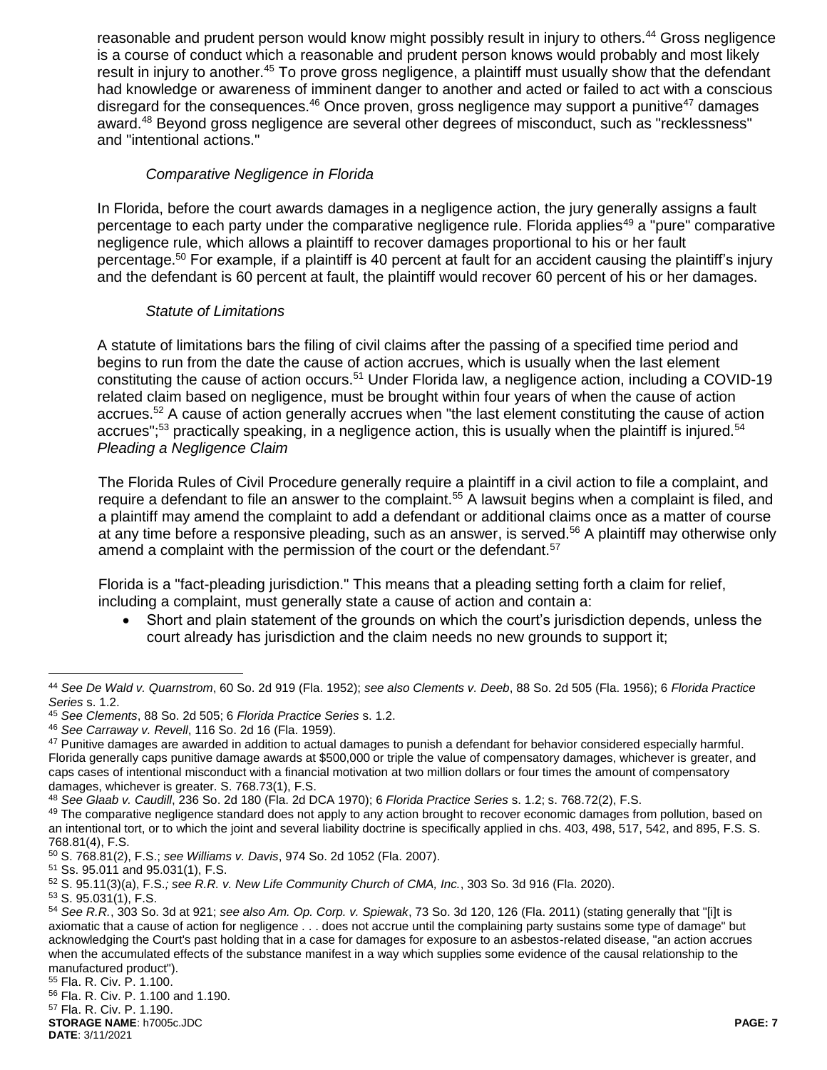reasonable and prudent person would know might possibly result in injury to others.[44] Gross negligence is a course of conduct which a reasonable and prudent person knows would probably and most likely result in injury to another.[45] To prove gross negligence, a plaintiff must usually show that the defendant had knowledge or awareness of imminent danger to another and acted or failed to act with a conscious disregard for the consequences.[46] Once proven, gross negligence may support a punitive[47] damages award.[48] Beyond gross negligence are several other degrees of misconduct, such as "recklessness" and "intentional actions."

*Comparative Negligence in Florida*

In Florida, before the court awards damages in a negligence action, the jury generally assigns a fault percentage to each party under the comparative negligence rule. Florida applies[49] a "pure" comparative negligence rule, which allows a plaintiff to recover damages proportional to his or her fault percentage.[50] For example, if a plaintiff is 40 percent at fault for an accident causing the plaintiff's injury and the defendant is 60 percent at fault, the plaintiff would recover 60 percent of his or her damages.

*Statute of Limitations*

A statute of limitations bars the filing of civil claims after the passing of a specified time period and begins to run from the date the cause of action accrues, which is usually when the last element constituting the cause of action occurs.[51] Under Florida law, a negligence action, including a COVID-19 related claim based on negligence, must be brought within four years of when the cause of action accrues.[52] A cause of action generally accrues when "the last element constituting the cause of action accrues";[53] practically speaking, in a negligence action, this is usually when the plaintiff is injured.[54]

*Pleading a Negligence Claim*

The Florida Rules of Civil Procedure generally require a plaintiff in a civil action to file a complaint, and require a defendant to file an answer to the complaint.[55] A lawsuit begins when a complaint is filed, and a plaintiff may amend the complaint to add a defendant or additional claims once as a matter of course at any time before a responsive pleading, such as an answer, is served.[56] A plaintiff may otherwise only amend a complaint with the permission of the court or the defendant.[57]

Florida is a "fact-pleading jurisdiction." This means that a pleading setting forth a claim for relief, including a complaint, must generally state a cause of action and contain a:

- Short and plain statement of the grounds on which the court's jurisdiction depends, unless the court already has jurisdiction and the claim needs no new grounds to support it;

---

[44] *See De Wald v. Quarnstrom*, 60 So. 2d 919 (Fla. 1952); *see also Clements v. Deeb*, 88 So. 2d 505 (Fla. 1956); 6 *Florida Practice Series* s. 1.2.

[45] *See Clements*, 88 So. 2d 505; 6 *Florida Practice Series* s. 1.2.

[46] *See Carraway v. Revell*, 116 So. 2d 16 (Fla. 1959).

[47] Punitive damages are awarded in addition to actual damages to punish a defendant for behavior considered especially harmful. Florida generally caps punitive damage awards at $500,000 or triple the value of compensatory damages, whichever is greater, and caps cases of intentional misconduct with a financial motivation at two million dollars or four times the amount of compensatory damages, whichever is greater. S. 768.73(1), F.S.

[48] *See Glaab v. Caudill*, 236 So. 2d 180 (Fla. 2d DCA 1970); 6 *Florida Practice Series* s. 1.2; s. 768.72(2), F.S.

[49] The comparative negligence standard does not apply to any action brought to recover economic damages from pollution, based on an intentional tort, or to which the joint and several liability doctrine is specifically applied in chs. 403, 498, 517, 542, and 895, F.S. S. 768.81(4), F.S.

[50] S. 768.81(2), F.S.; *see Williams v. Davis*, 974 So. 2d 1052 (Fla. 2007).

[51] Ss. 95.011 and 95.031(1), F.S.

[52] S. 95.11(3)(a), F.S.*; see R.R. v. New Life Community Church of CMA, Inc.*, 303 So. 3d 916 (Fla. 2020).

[53] S. 95.031(1), F.S.

[54] *See R.R.*, 303 So. 3d at 921; *see also Am. Op. Corp. v. Spiewak*, 73 So. 3d 120, 126 (Fla. 2011) (stating generally that "[i]t is axiomatic that a cause of action for negligence . . . does not accrue until the complaining party sustains some type of damage" but acknowledging the Court's past holding that in a case for damages for exposure to an asbestos-related disease, "an action accrues when the accumulated effects of the substance manifest in a way which supplies some evidence of the causal relationship to the manufactured product").

[55] Fla. R. Civ. P. 1.100.

[56] Fla. R. Civ. P. 1.100 and 1.190.

[57] Fla. R. Civ. P. 1.190.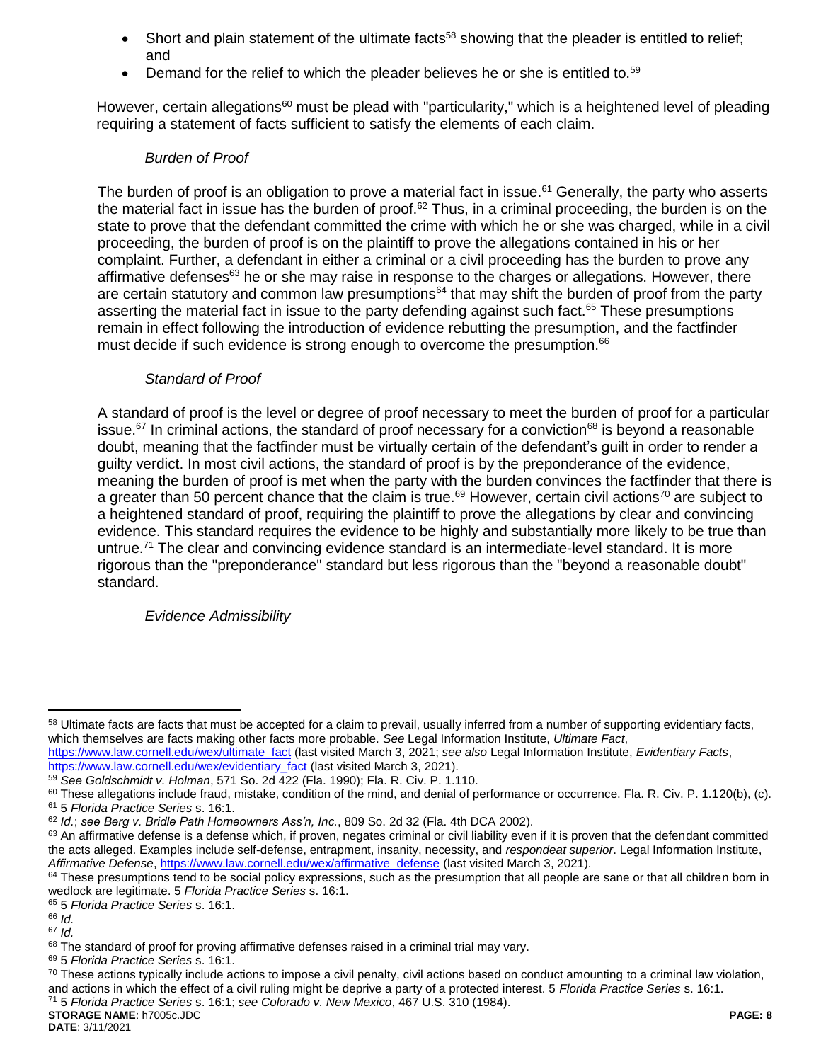- Short and plain statement of the ultimate facts[58] showing that the pleader is entitled to relief; and
- Demand for the relief to which the pleader believes he or she is entitled to.[59]

However, certain allegations[60] must be plead with "particularity," which is a heightened level of pleading requiring a statement of facts sufficient to satisfy the elements of each claim.

*Burden of Proof*

The burden of proof is an obligation to prove a material fact in issue.[61] Generally, the party who asserts the material fact in issue has the burden of proof.[62] Thus, in a criminal proceeding, the burden is on the state to prove that the defendant committed the crime with which he or she was charged, while in a civil proceeding, the burden of proof is on the plaintiff to prove the allegations contained in his or her complaint. Further, a defendant in either a criminal or a civil proceeding has the burden to prove any affirmative defenses[63] he or she may raise in response to the charges or allegations. However, there are certain statutory and common law presumptions[64] that may shift the burden of proof from the party asserting the material fact in issue to the party defending against such fact.[65] These presumptions remain in effect following the introduction of evidence rebutting the presumption, and the factfinder must decide if such evidence is strong enough to overcome the presumption.[66]

*Standard of Proof*

A standard of proof is the level or degree of proof necessary to meet the burden of proof for a particular issue.[67] In criminal actions, the standard of proof necessary for a conviction[68] is beyond a reasonable doubt, meaning that the factfinder must be virtually certain of the defendant's guilt in order to render a guilty verdict. In most civil actions, the standard of proof is by the preponderance of the evidence, meaning the burden of proof is met when the party with the burden convinces the factfinder that there is a greater than 50 percent chance that the claim is true.[69] However, certain civil actions[70] are subject to a heightened standard of proof, requiring the plaintiff to prove the allegations by clear and convincing evidence. This standard requires the evidence to be highly and substantially more likely to be true than untrue.[71] The clear and convincing evidence standard is an intermediate-level standard. It is more rigorous than the "preponderance" standard but less rigorous than the "beyond a reasonable doubt" standard.

*Evidence Admissibility*

---

[58] Ultimate facts are facts that must be accepted for a claim to prevail, usually inferred from a number of supporting evidentiary facts, which themselves are facts making other facts more probable. *See* Legal Information Institute, *Ultimate Fact*, https://www.law.cornell.edu/wex/ultimate_fact (last visited March 3, 2021; *see also* Legal Information Institute, *Evidentiary Facts*, https://www.law.cornell.edu/wex/evidentiary_fact (last visited March 3, 2021).

[59] *See Goldschmidt v. Holman*, 571 So. 2d 422 (Fla. 1990); Fla. R. Civ. P. 1.110.

[60] These allegations include fraud, mistake, condition of the mind, and denial of performance or occurrence. Fla. R. Civ. P. 1.120(b), (c).

[61] 5 *Florida Practice Series* s. 16:1.

[62] *Id.*; *see Berg v. Bridle Path Homeowners Ass'n, Inc.*, 809 So. 2d 32 (Fla. 4th DCA 2002).

[63] An affirmative defense is a defense which, if proven, negates criminal or civil liability even if it is proven that the defendant committed the acts alleged. Examples include self-defense, entrapment, insanity, necessity, and *respondeat superior*. Legal Information Institute, *Affirmative Defense*, https://www.law.cornell.edu/wex/affirmative_defense (last visited March 3, 2021).

[64] These presumptions tend to be social policy expressions, such as the presumption that all people are sane or that all children born in wedlock are legitimate. 5 *Florida Practice Series* s. 16:1.

[65] 5 *Florida Practice Series* s. 16:1.

[66] *Id.*

[67] *Id.*

[68] The standard of proof for proving affirmative defenses raised in a criminal trial may vary.

[69] 5 *Florida Practice Series* s. 16:1.

[70] These actions typically include actions to impose a civil penalty, civil actions based on conduct amounting to a criminal law violation, and actions in which the effect of a civil ruling might be deprive a party of a protected interest. 5 *Florida Practice Series* s. 16:1.

[71] 5 *Florida Practice Series* s. 16:1; *see Colorado v. New Mexico*, 467 U.S. 310 (1984).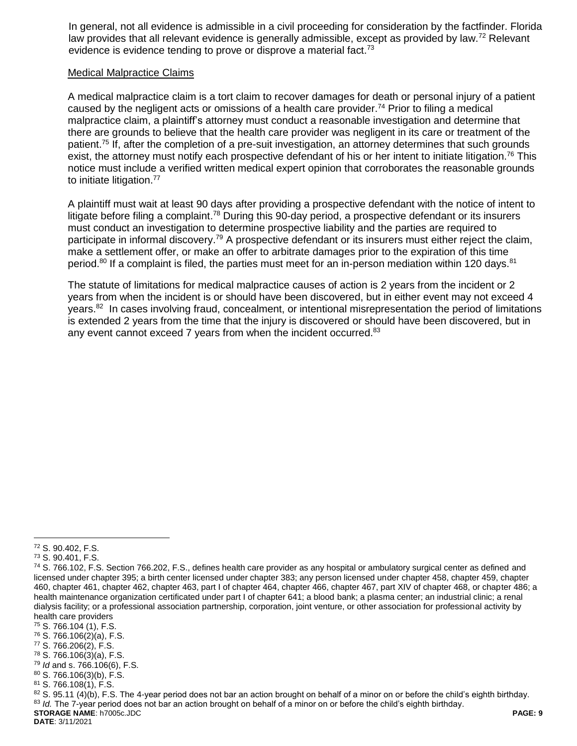In general, not all evidence is admissible in a civil proceeding for consideration by the factfinder. Florida law provides that all relevant evidence is generally admissible, except as provided by law.[72] Relevant evidence is evidence tending to prove or disprove a material fact.[73]

<u>Medical Malpractice Claims</u>

A medical malpractice claim is a tort claim to recover damages for death or personal injury of a patient caused by the negligent acts or omissions of a health care provider.[74] Prior to filing a medical malpractice claim, a plaintiff's attorney must conduct a reasonable investigation and determine that there are grounds to believe that the health care provider was negligent in its care or treatment of the patient.[75] If, after the completion of a pre-suit investigation, an attorney determines that such grounds exist, the attorney must notify each prospective defendant of his or her intent to initiate litigation.[76] This notice must include a verified written medical expert opinion that corroborates the reasonable grounds to initiate litigation.[77]

A plaintiff must wait at least 90 days after providing a prospective defendant with the notice of intent to litigate before filing a complaint.[78] During this 90-day period, a prospective defendant or its insurers must conduct an investigation to determine prospective liability and the parties are required to participate in informal discovery.[79] A prospective defendant or its insurers must either reject the claim, make a settlement offer, or make an offer to arbitrate damages prior to the expiration of this time period.[80] If a complaint is filed, the parties must meet for an in-person mediation within 120 days.[81]

The statute of limitations for medical malpractice causes of action is 2 years from the incident or 2 years from when the incident is or should have been discovered, but in either event may not exceed 4 years.[82] In cases involving fraud, concealment, or intentional misrepresentation the period of limitations is extended 2 years from the time that the injury is discovered or should have been discovered, but in any event cannot exceed 7 years from when the incident occurred.[83]

---

[72] S. 90.402, F.S.

[73] S. 90.401, F.S.

[74] S. 766.102, F.S. Section 766.202, F.S., defines health care provider as any hospital or ambulatory surgical center as defined and licensed under chapter 395; a birth center licensed under chapter 383; any person licensed under chapter 458, chapter 459, chapter 460, chapter 461, chapter 462, chapter 463, part I of chapter 464, chapter 466, chapter 467, part XIV of chapter 468, or chapter 486; a health maintenance organization certificated under part I of chapter 641; a blood bank; a plasma center; an industrial clinic; a renal dialysis facility; or a professional association partnership, corporation, joint venture, or other association for professional activity by health care providers

[75] S. 766.104 (1), F.S.

[76] S. 766.106(2)(a), F.S.

[77] S. 766.206(2), F.S.

[78] S. 766.106(3)(a), F.S.

[79] *Id* and s. 766.106(6), F.S.

[80] S. 766.106(3)(b), F.S.

[81] S. 766.108(1), F.S.

[82] S. 95.11 (4)(b), F.S. The 4-year period does not bar an action brought on behalf of a minor on or before the child's eighth birthday.

[83] *Id.* The 7-year period does not bar an action brought on behalf of a minor on or before the child's eighth birthday.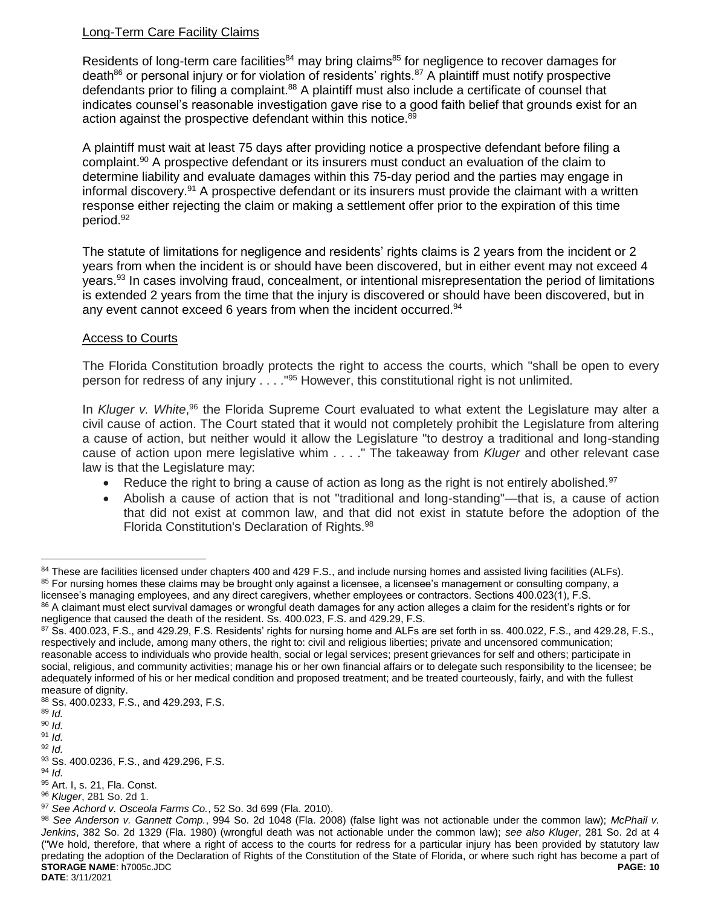Long-Term Care Facility Claims

Residents of long-term care facilities[84] may bring claims[85] for negligence to recover damages for death[86] or personal injury or for violation of residents' rights.[87] A plaintiff must notify prospective defendants prior to filing a complaint.[88] A plaintiff must also include a certificate of counsel that indicates counsel's reasonable investigation gave rise to a good faith belief that grounds exist for an action against the prospective defendant within this notice.[89]

A plaintiff must wait at least 75 days after providing notice a prospective defendant before filing a complaint.[90] A prospective defendant or its insurers must conduct an evaluation of the claim to determine liability and evaluate damages within this 75-day period and the parties may engage in informal discovery.[91] A prospective defendant or its insurers must provide the claimant with a written response either rejecting the claim or making a settlement offer prior to the expiration of this time period.[92]

The statute of limitations for negligence and residents' rights claims is 2 years from the incident or 2 years from when the incident is or should have been discovered, but in either event may not exceed 4 years.[93] In cases involving fraud, concealment, or intentional misrepresentation the period of limitations is extended 2 years from the time that the injury is discovered or should have been discovered, but in any event cannot exceed 6 years from when the incident occurred.[94]

Access to Courts

The Florida Constitution broadly protects the right to access the courts, which "shall be open to every person for redress of any injury . . . ."[95] However, this constitutional right is not unlimited.

In *Kluger v. White*,[96] the Florida Supreme Court evaluated to what extent the Legislature may alter a civil cause of action. The Court stated that it would not completely prohibit the Legislature from altering a cause of action, but neither would it allow the Legislature "to destroy a traditional and long-standing cause of action upon mere legislative whim . . . ." The takeaway from *Kluger* and other relevant case law is that the Legislature may:

- Reduce the right to bring a cause of action as long as the right is not entirely abolished.[97]
- Abolish a cause of action that is not "traditional and long-standing"—that is, a cause of action that did not exist at common law, and that did not exist in statute before the adoption of the Florida Constitution's Declaration of Rights.[98]

---

[84] These are facilities licensed under chapters 400 and 429 F.S., and include nursing homes and assisted living facilities (ALFs).

[85] For nursing homes these claims may be brought only against a licensee, a licensee's management or consulting company, a licensee's managing employees, and any direct caregivers, whether employees or contractors. Sections 400.023(1), F.S.

[86] A claimant must elect survival damages or wrongful death damages for any action alleges a claim for the resident's rights or for negligence that caused the death of the resident. Ss. 400.023, F.S. and 429.29, F.S.

[87] Ss. 400.023, F.S., and 429.29, F.S. Residents' rights for nursing home and ALFs are set forth in ss. 400.022, F.S., and 429.28, F.S., respectively and include, among many others, the right to: civil and religious liberties; private and uncensored communication; reasonable access to individuals who provide health, social or legal services; present grievances for self and others; participate in social, religious, and community activities; manage his or her own financial affairs or to delegate such responsibility to the licensee; be adequately informed of his or her medical condition and proposed treatment; and be treated courteously, fairly, and with the fullest measure of dignity.

[88] Ss. 400.0233, F.S., and 429.293, F.S.

[89] *Id.*

[90] *Id.*

[91] *Id.*

[92] *Id.*

[93] Ss. 400.0236, F.S., and 429.296, F.S.

[94] *Id.*

[95] Art. I, s. 21, Fla. Const.

[96] *Kluger*, 281 So. 2d 1.

[97] *See Achord v. Osceola Farms Co.*, 52 So. 3d 699 (Fla. 2010).

[98] *See Anderson v. Gannett Comp.*, 994 So. 2d 1048 (Fla. 2008) (false light was not actionable under the common law); *McPhail v. Jenkins*, 382 So. 2d 1329 (Fla. 1980) (wrongful death was not actionable under the common law); *see also Kluger*, 281 So. 2d at 4 ("We hold, therefore, that where a right of access to the courts for redress for a particular injury has been provided by statutory law predating the adoption of the Declaration of Rights of the Constitution of the State of Florida, or where such right has become a part of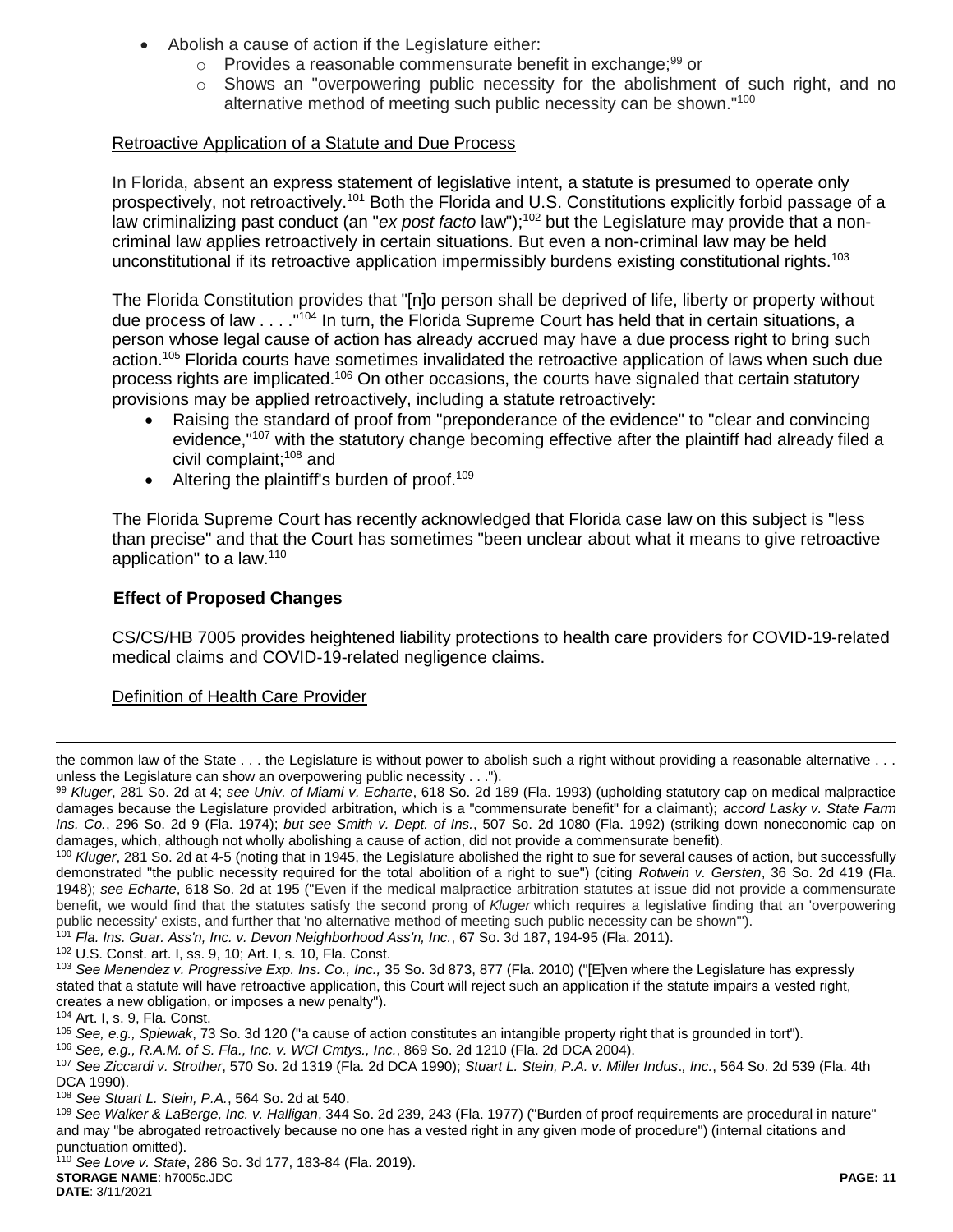- Abolish a cause of action if the Legislature either:
  - Provides a reasonable commensurate benefit in exchange;[99] or
  - Shows an "overpowering public necessity for the abolishment of such right, and no alternative method of meeting such public necessity can be shown."[100]

Retroactive Application of a Statute and Due Process

In Florida, absent an express statement of legislative intent, a statute is presumed to operate only prospectively, not retroactively.[101] Both the Florida and U.S. Constitutions explicitly forbid passage of a law criminalizing past conduct (an "*ex post facto* law");[102] but the Legislature may provide that a non-criminal law applies retroactively in certain situations. But even a non-criminal law may be held unconstitutional if its retroactive application impermissibly burdens existing constitutional rights.[103]

The Florida Constitution provides that "[n]o person shall be deprived of life, liberty or property without due process of law . . . ."[104] In turn, the Florida Supreme Court has held that in certain situations, a person whose legal cause of action has already accrued may have a due process right to bring such action.[105] Florida courts have sometimes invalidated the retroactive application of laws when such due process rights are implicated.[106] On other occasions, the courts have signaled that certain statutory provisions may be applied retroactively, including a statute retroactively:

- Raising the standard of proof from "preponderance of the evidence" to "clear and convincing evidence,"[107] with the statutory change becoming effective after the plaintiff had already filed a civil complaint;[108] and
- Altering the plaintiff's burden of proof.[109]

The Florida Supreme Court has recently acknowledged that Florida case law on this subject is "less than precise" and that the Court has sometimes "been unclear about what it means to give retroactive application" to a law.[110]

**Effect of Proposed Changes**

CS/CS/HB 7005 provides heightened liability protections to health care providers for COVID-19-related medical claims and COVID-19-related negligence claims.

Definition of Health Care Provider

---

the common law of the State . . . the Legislature is without power to abolish such a right without providing a reasonable alternative . . . unless the Legislature can show an overpowering public necessity . . .").

[99] *Kluger*, 281 So. 2d at 4; *see Univ. of Miami v. Echarte*, 618 So. 2d 189 (Fla. 1993) (upholding statutory cap on medical malpractice damages because the Legislature provided arbitration, which is a "commensurate benefit" for a claimant); *accord Lasky v. State Farm Ins. Co.*, 296 So. 2d 9 (Fla. 1974); *but see Smith v. Dept. of Ins.*, 507 So. 2d 1080 (Fla. 1992) (striking down noneconomic cap on damages, which, although not wholly abolishing a cause of action, did not provide a commensurate benefit).

[100] *Kluger*, 281 So. 2d at 4-5 (noting that in 1945, the Legislature abolished the right to sue for several causes of action, but successfully demonstrated "the public necessity required for the total abolition of a right to sue") (citing *Rotwein v. Gersten*, 36 So. 2d 419 (Fla. 1948); *see Echarte*, 618 So. 2d at 195 ("Even if the medical malpractice arbitration statutes at issue did not provide a commensurate benefit, we would find that the statutes satisfy the second prong of *Kluger* which requires a legislative finding that an 'overpowering public necessity' exists, and further that 'no alternative method of meeting such public necessity can be shown'").

[101] *Fla. Ins. Guar. Ass'n, Inc. v. Devon Neighborhood Ass'n, Inc.*, 67 So. 3d 187, 194-95 (Fla. 2011).

[102] U.S. Const. art. I, ss. 9, 10; Art. I, s. 10, Fla. Const.

[103] *See Menendez v. Progressive Exp. Ins. Co., Inc.,* 35 So. 3d 873, 877 (Fla. 2010) ("[E]ven where the Legislature has expressly stated that a statute will have retroactive application, this Court will reject such an application if the statute impairs a vested right, creates a new obligation, or imposes a new penalty").

[104] Art. I, s. 9, Fla. Const.

[105] *See, e.g., Spiewak*, 73 So. 3d 120 ("a cause of action constitutes an intangible property right that is grounded in tort").

[106] *See, e.g., R.A.M. of S. Fla., Inc. v. WCI Cmtys., Inc.*, 869 So. 2d 1210 (Fla. 2d DCA 2004).

[107] *See Ziccardi v. Strother*, 570 So. 2d 1319 (Fla. 2d DCA 1990); *Stuart L. Stein, P.A. v. Miller Indus., Inc.*, 564 So. 2d 539 (Fla. 4th DCA 1990).

[108] *See Stuart L. Stein, P.A.*, 564 So. 2d at 540.

[109] *See Walker & LaBerge, Inc. v. Halligan*, 344 So. 2d 239, 243 (Fla. 1977) ("Burden of proof requirements are procedural in nature" and may "be abrogated retroactively because no one has a vested right in any given mode of procedure") (internal citations and punctuation omitted).

[110] *See Love v. State*, 286 So. 3d 177, 183-84 (Fla. 2019).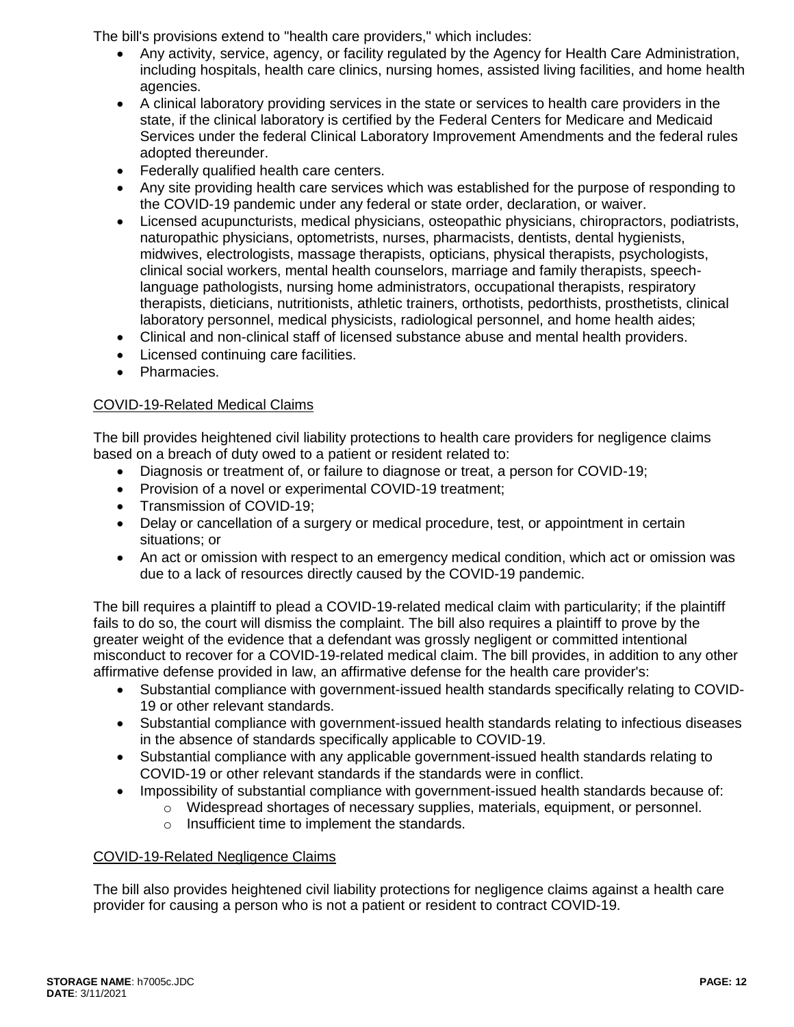The bill's provisions extend to "health care providers," which includes:

- Any activity, service, agency, or facility regulated by the Agency for Health Care Administration, including hospitals, health care clinics, nursing homes, assisted living facilities, and home health agencies.
- A clinical laboratory providing services in the state or services to health care providers in the state, if the clinical laboratory is certified by the Federal Centers for Medicare and Medicaid Services under the federal Clinical Laboratory Improvement Amendments and the federal rules adopted thereunder.
- Federally qualified health care centers.
- Any site providing health care services which was established for the purpose of responding to the COVID-19 pandemic under any federal or state order, declaration, or waiver.
- Licensed acupuncturists, medical physicians, osteopathic physicians, chiropractors, podiatrists, naturopathic physicians, optometrists, nurses, pharmacists, dentists, dental hygienists, midwives, electrologists, massage therapists, opticians, physical therapists, psychologists, clinical social workers, mental health counselors, marriage and family therapists, speech-language pathologists, nursing home administrators, occupational therapists, respiratory therapists, dieticians, nutritionists, athletic trainers, orthotists, pedorthists, prosthetists, clinical laboratory personnel, medical physicists, radiological personnel, and home health aides;
- Clinical and non-clinical staff of licensed substance abuse and mental health providers.
- Licensed continuing care facilities.
- Pharmacies.

<u>COVID-19-Related Medical Claims</u>

The bill provides heightened civil liability protections to health care providers for negligence claims based on a breach of duty owed to a patient or resident related to:

- Diagnosis or treatment of, or failure to diagnose or treat, a person for COVID-19;
- Provision of a novel or experimental COVID-19 treatment;
- Transmission of COVID-19;
- Delay or cancellation of a surgery or medical procedure, test, or appointment in certain situations; or
- An act or omission with respect to an emergency medical condition, which act or omission was due to a lack of resources directly caused by the COVID-19 pandemic.

The bill requires a plaintiff to plead a COVID-19-related medical claim with particularity; if the plaintiff fails to do so, the court will dismiss the complaint. The bill also requires a plaintiff to prove by the greater weight of the evidence that a defendant was grossly negligent or committed intentional misconduct to recover for a COVID-19-related medical claim. The bill provides, in addition to any other affirmative defense provided in law, an affirmative defense for the health care provider's:

- Substantial compliance with government-issued health standards specifically relating to COVID-19 or other relevant standards.
- Substantial compliance with government-issued health standards relating to infectious diseases in the absence of standards specifically applicable to COVID-19.
- Substantial compliance with any applicable government-issued health standards relating to COVID-19 or other relevant standards if the standards were in conflict.
- Impossibility of substantial compliance with government-issued health standards because of:
  - Widespread shortages of necessary supplies, materials, equipment, or personnel.
  - Insufficient time to implement the standards.

<u>COVID-19-Related Negligence Claims</u>

The bill also provides heightened civil liability protections for negligence claims against a health care provider for causing a person who is not a patient or resident to contract COVID-19.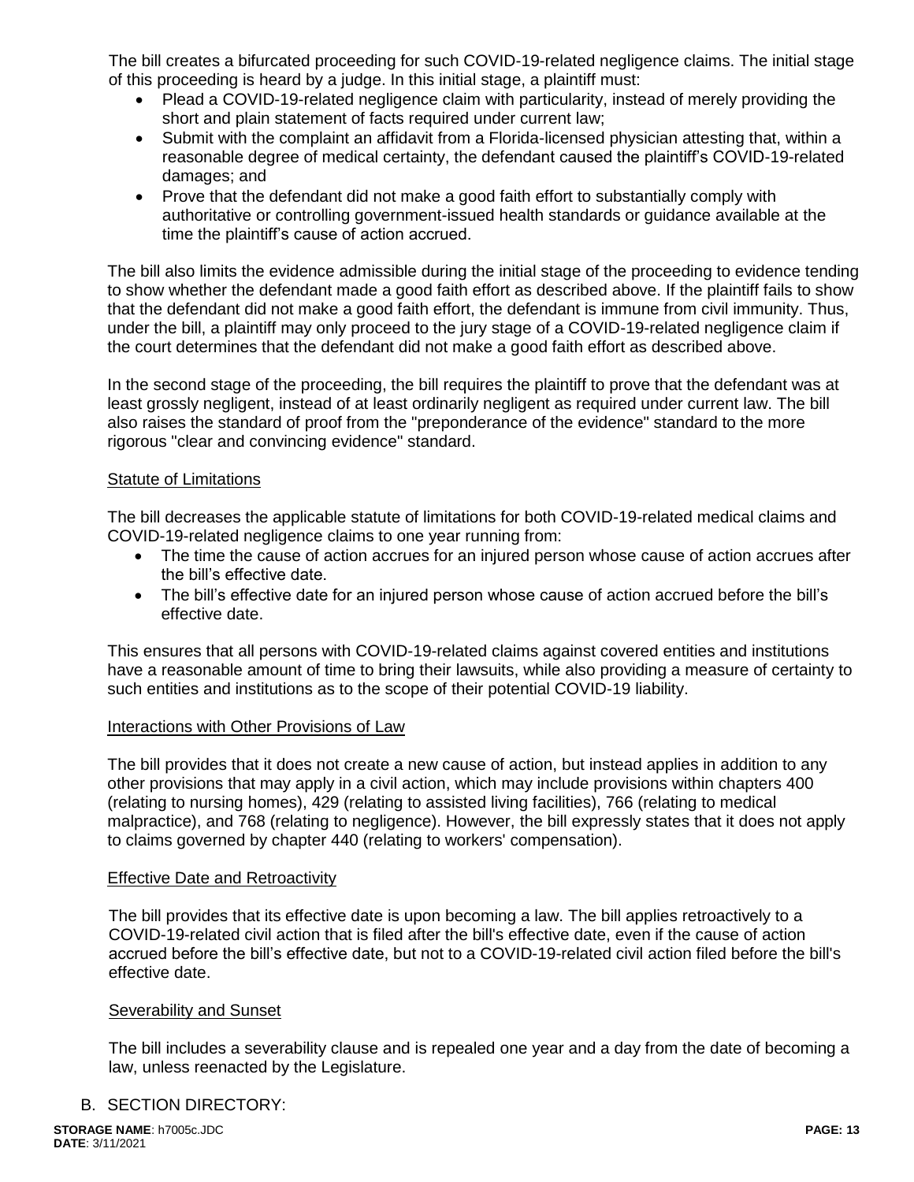The bill creates a bifurcated proceeding for such COVID-19-related negligence claims. The initial stage of this proceeding is heard by a judge. In this initial stage, a plaintiff must:

- Plead a COVID-19-related negligence claim with particularity, instead of merely providing the short and plain statement of facts required under current law;
- Submit with the complaint an affidavit from a Florida-licensed physician attesting that, within a reasonable degree of medical certainty, the defendant caused the plaintiff's COVID-19-related damages; and
- Prove that the defendant did not make a good faith effort to substantially comply with authoritative or controlling government-issued health standards or guidance available at the time the plaintiff's cause of action accrued.

The bill also limits the evidence admissible during the initial stage of the proceeding to evidence tending to show whether the defendant made a good faith effort as described above. If the plaintiff fails to show that the defendant did not make a good faith effort, the defendant is immune from civil immunity. Thus, under the bill, a plaintiff may only proceed to the jury stage of a COVID-19-related negligence claim if the court determines that the defendant did not make a good faith effort as described above.

In the second stage of the proceeding, the bill requires the plaintiff to prove that the defendant was at least grossly negligent, instead of at least ordinarily negligent as required under current law. The bill also raises the standard of proof from the "preponderance of the evidence" standard to the more rigorous "clear and convincing evidence" standard.

Statute of Limitations

The bill decreases the applicable statute of limitations for both COVID-19-related medical claims and COVID-19-related negligence claims to one year running from:

- The time the cause of action accrues for an injured person whose cause of action accrues after the bill's effective date.
- The bill's effective date for an injured person whose cause of action accrued before the bill's effective date.

This ensures that all persons with COVID-19-related claims against covered entities and institutions have a reasonable amount of time to bring their lawsuits, while also providing a measure of certainty to such entities and institutions as to the scope of their potential COVID-19 liability.

Interactions with Other Provisions of Law

The bill provides that it does not create a new cause of action, but instead applies in addition to any other provisions that may apply in a civil action, which may include provisions within chapters 400 (relating to nursing homes), 429 (relating to assisted living facilities), 766 (relating to medical malpractice), and 768 (relating to negligence). However, the bill expressly states that it does not apply to claims governed by chapter 440 (relating to workers' compensation).

Effective Date and Retroactivity

The bill provides that its effective date is upon becoming a law. The bill applies retroactively to a COVID-19-related civil action that is filed after the bill's effective date, even if the cause of action accrued before the bill's effective date, but not to a COVID-19-related civil action filed before the bill's effective date.

Severability and Sunset

The bill includes a severability clause and is repealed one year and a day from the date of becoming a law, unless reenacted by the Legislature.

B. SECTION DIRECTORY: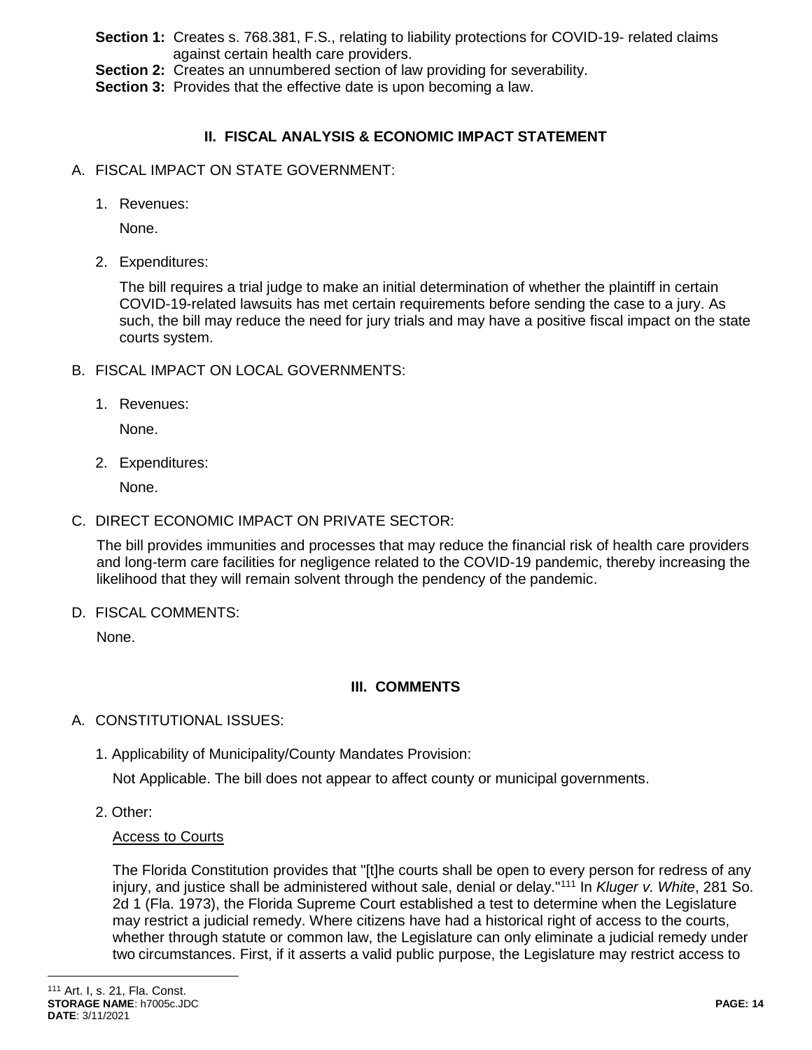**Section 1:** Creates s. 768.381, F.S., relating to liability protections for COVID-19- related claims against certain health care providers.
**Section 2:** Creates an unnumbered section of law providing for severability.
**Section 3:** Provides that the effective date is upon becoming a law.

## II. FISCAL ANALYSIS & ECONOMIC IMPACT STATEMENT

A. FISCAL IMPACT ON STATE GOVERNMENT:

1. Revenues:

   None.

2. Expenditures:

   The bill requires a trial judge to make an initial determination of whether the plaintiff in certain COVID-19-related lawsuits has met certain requirements before sending the case to a jury. As such, the bill may reduce the need for jury trials and may have a positive fiscal impact on the state courts system.

B. FISCAL IMPACT ON LOCAL GOVERNMENTS:

1. Revenues:

   None.

2. Expenditures:

   None.

C. DIRECT ECONOMIC IMPACT ON PRIVATE SECTOR:

   The bill provides immunities and processes that may reduce the financial risk of health care providers and long-term care facilities for negligence related to the COVID-19 pandemic, thereby increasing the likelihood that they will remain solvent through the pendency of the pandemic.

D. FISCAL COMMENTS:

   None.

## III. COMMENTS

A. CONSTITUTIONAL ISSUES:

1. Applicability of Municipality/County Mandates Provision:

   Not Applicable. The bill does not appear to affect county or municipal governments.

2. Other:

   Access to Courts

   The Florida Constitution provides that "[t]he courts shall be open to every person for redress of any injury, and justice shall be administered without sale, denial or delay."[111] In *Kluger v. White*, 281 So. 2d 1 (Fla. 1973), the Florida Supreme Court established a test to determine when the Legislature may restrict a judicial remedy. Where citizens have had a historical right of access to the courts, whether through statute or common law, the Legislature can only eliminate a judicial remedy under two circumstances. First, if it asserts a valid public purpose, the Legislature may restrict access to

[111] Art. I, s. 21, Fla. Const.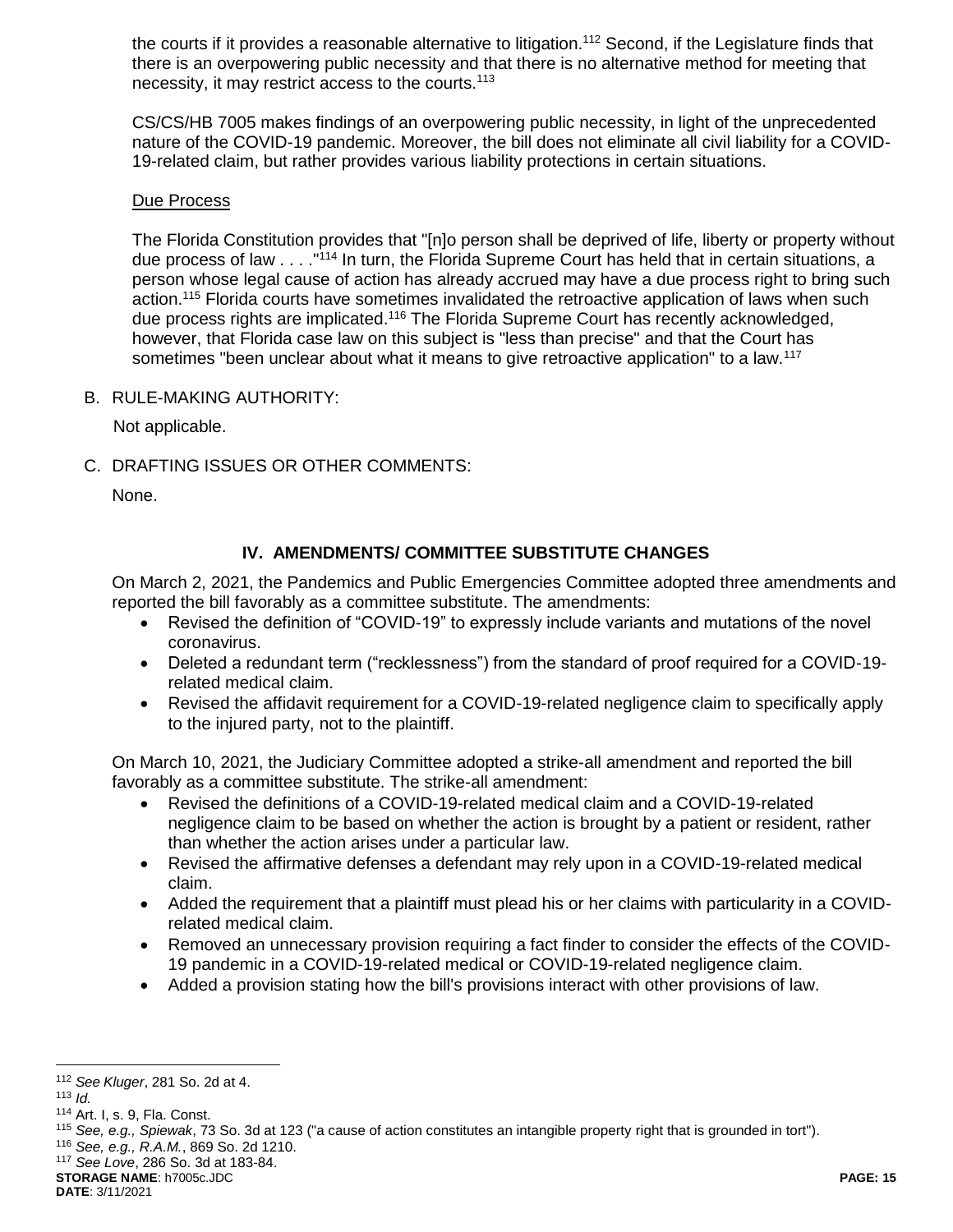the courts if it provides a reasonable alternative to litigation.[112] Second, if the Legislature finds that there is an overpowering public necessity and that there is no alternative method for meeting that necessity, it may restrict access to the courts.[113]

CS/CS/HB 7005 makes findings of an overpowering public necessity, in light of the unprecedented nature of the COVID-19 pandemic. Moreover, the bill does not eliminate all civil liability for a COVID-19-related claim, but rather provides various liability protections in certain situations.

Due Process

The Florida Constitution provides that "[n]o person shall be deprived of life, liberty or property without due process of law . . . ."[114] In turn, the Florida Supreme Court has held that in certain situations, a person whose legal cause of action has already accrued may have a due process right to bring such action.[115] Florida courts have sometimes invalidated the retroactive application of laws when such due process rights are implicated.[116] The Florida Supreme Court has recently acknowledged, however, that Florida case law on this subject is "less than precise" and that the Court has sometimes "been unclear about what it means to give retroactive application" to a law.[117]

B. RULE-MAKING AUTHORITY:

Not applicable.

C. DRAFTING ISSUES OR OTHER COMMENTS:

None.

## IV. AMENDMENTS/ COMMITTEE SUBSTITUTE CHANGES

On March 2, 2021, the Pandemics and Public Emergencies Committee adopted three amendments and reported the bill favorably as a committee substitute. The amendments:

- Revised the definition of "COVID-19" to expressly include variants and mutations of the novel coronavirus.
- Deleted a redundant term ("recklessness") from the standard of proof required for a COVID-19-related medical claim.
- Revised the affidavit requirement for a COVID-19-related negligence claim to specifically apply to the injured party, not to the plaintiff.

On March 10, 2021, the Judiciary Committee adopted a strike-all amendment and reported the bill favorably as a committee substitute. The strike-all amendment:

- Revised the definitions of a COVID-19-related medical claim and a COVID-19-related negligence claim to be based on whether the action is brought by a patient or resident, rather than whether the action arises under a particular law.
- Revised the affirmative defenses a defendant may rely upon in a COVID-19-related medical claim.
- Added the requirement that a plaintiff must plead his or her claims with particularity in a COVID-related medical claim.
- Removed an unnecessary provision requiring a fact finder to consider the effects of the COVID-19 pandemic in a COVID-19-related medical or COVID-19-related negligence claim.
- Added a provision stating how the bill's provisions interact with other provisions of law.

---

[112] *See Kluger*, 281 So. 2d at 4.
[113] *Id.*
[114] Art. I, s. 9, Fla. Const.
[115] *See, e.g., Spiewak*, 73 So. 3d at 123 ("a cause of action constitutes an intangible property right that is grounded in tort").
[116] *See, e.g., R.A.M.*, 869 So. 2d 1210.
[117] *See Love*, 286 So. 3d at 183-84.